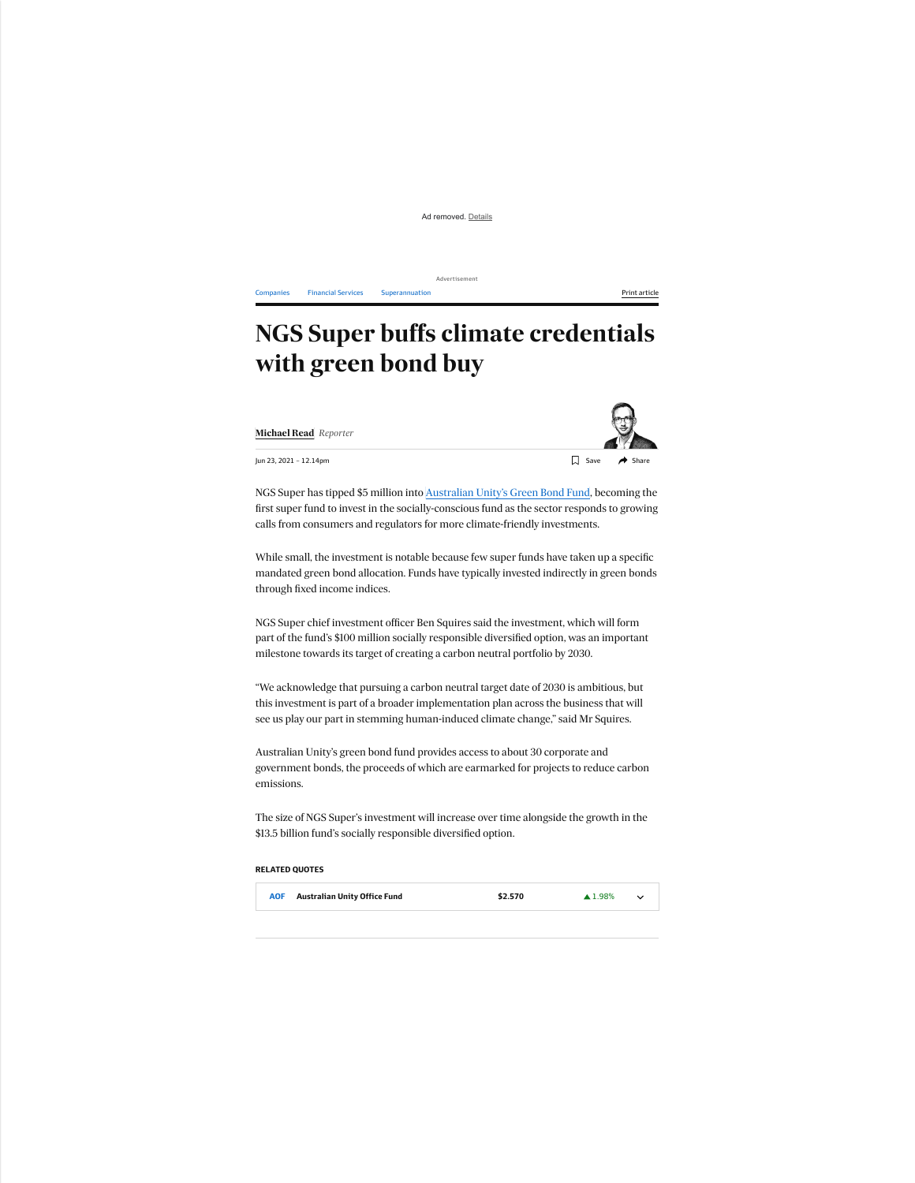Companies Financial Services Superannuation

# NGS Super buffs climate credentials with green bond buy

**Michael Read** *Reporter*

Jun 23, 2021 – 12.14pm

NGS Super has tipped $5 million into Australian Unity's Green Bond Fund, becoming the first super fund to invest in the socially-conscious fund as the sector responds to growing calls from consumers and regulators for more climate-friendly investments.

While small, the investment is notable because few super funds have taken up a specific mandated green bond allocation. Funds have typically invested indirectly in green bonds through fixed income indices.

NGS Super chief investment officer Ben Squires said the investment, which will form part of the fund's $100 million socially responsible diversified option, was an important milestone towards its target of creating a carbon neutral portfolio by 2030.

"We acknowledge that pursuing a carbon neutral target date of 2030 is ambitious, but this investment is part of a broader implementation plan across the business that will see us play our part in stemming human-induced climate change," said Mr Squires.

Australian Unity's green bond fund provides access to about 30 corporate and government bonds, the proceeds of which are earmarked for projects to reduce carbon emissions.

The size of NGS Super's investment will increase over time alongside the growth in the $13.5 billion fund's socially responsible diversified option.

**RELATED QUOTES**

| AOF | Australian Unity Office Fund | $2.570 | ▲1.98% |
|---|---|---|---|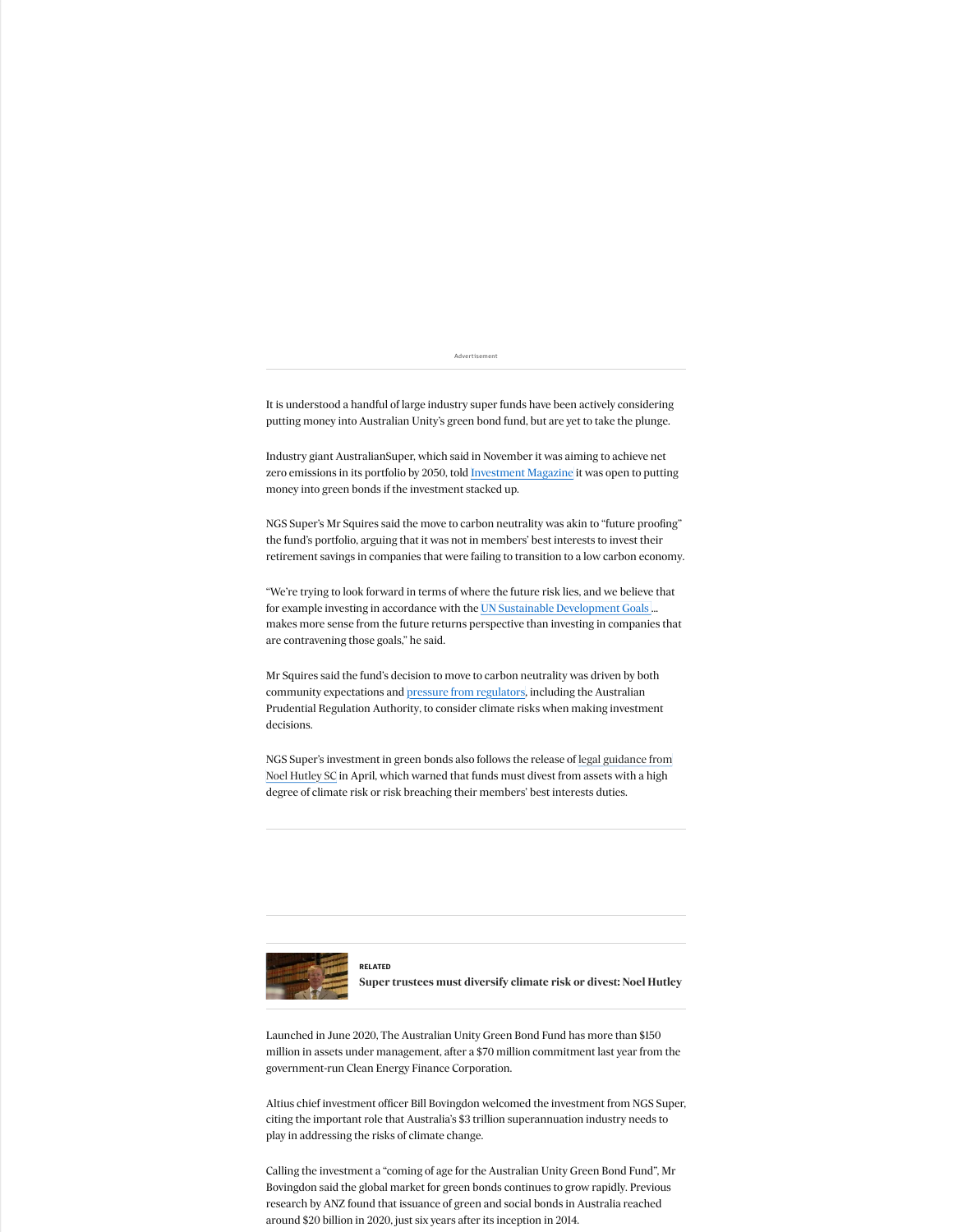Advertisement

It is understood a handful of large industry super funds have been actively considering putting money into Australian Unity's green bond fund, but are yet to take the plunge.

Industry giant AustralianSuper, which said in November it was aiming to achieve net zero emissions in its portfolio by 2050, told Investment Magazine it was open to putting money into green bonds if the investment stacked up.

NGS Super's Mr Squires said the move to carbon neutrality was akin to "future proofing" the fund's portfolio, arguing that it was not in members' best interests to invest their retirement savings in companies that were failing to transition to a low carbon economy.

"We're trying to look forward in terms of where the future risk lies, and we believe that for example investing in accordance with the UN Sustainable Development Goals ... makes more sense from the future returns perspective than investing in companies that are contravening those goals," he said.

Mr Squires said the fund's decision to move to carbon neutrality was driven by both community expectations and pressure from regulators, including the Australian Prudential Regulation Authority, to consider climate risks when making investment decisions.

NGS Super's investment in green bonds also follows the release of legal guidance from Noel Hutley SC in April, which warned that funds must divest from assets with a high degree of climate risk or risk breaching their members' best interests duties.

RELATED

**Super trustees must diversify climate risk or divest: Noel Hutley**

Launched in June 2020, The Australian Unity Green Bond Fund has more than $150 million in assets under management, after a $70 million commitment last year from the government-run Clean Energy Finance Corporation.

Altius chief investment officer Bill Bovingdon welcomed the investment from NGS Super, citing the important role that Australia's $3 trillion superannuation industry needs to play in addressing the risks of climate change.

Calling the investment a "coming of age for the Australian Unity Green Bond Fund", Mr Bovingdon said the global market for green bonds continues to grow rapidly. Previous research by ANZ found that issuance of green and social bonds in Australia reached around $20 billion in 2020, just six years after its inception in 2014.